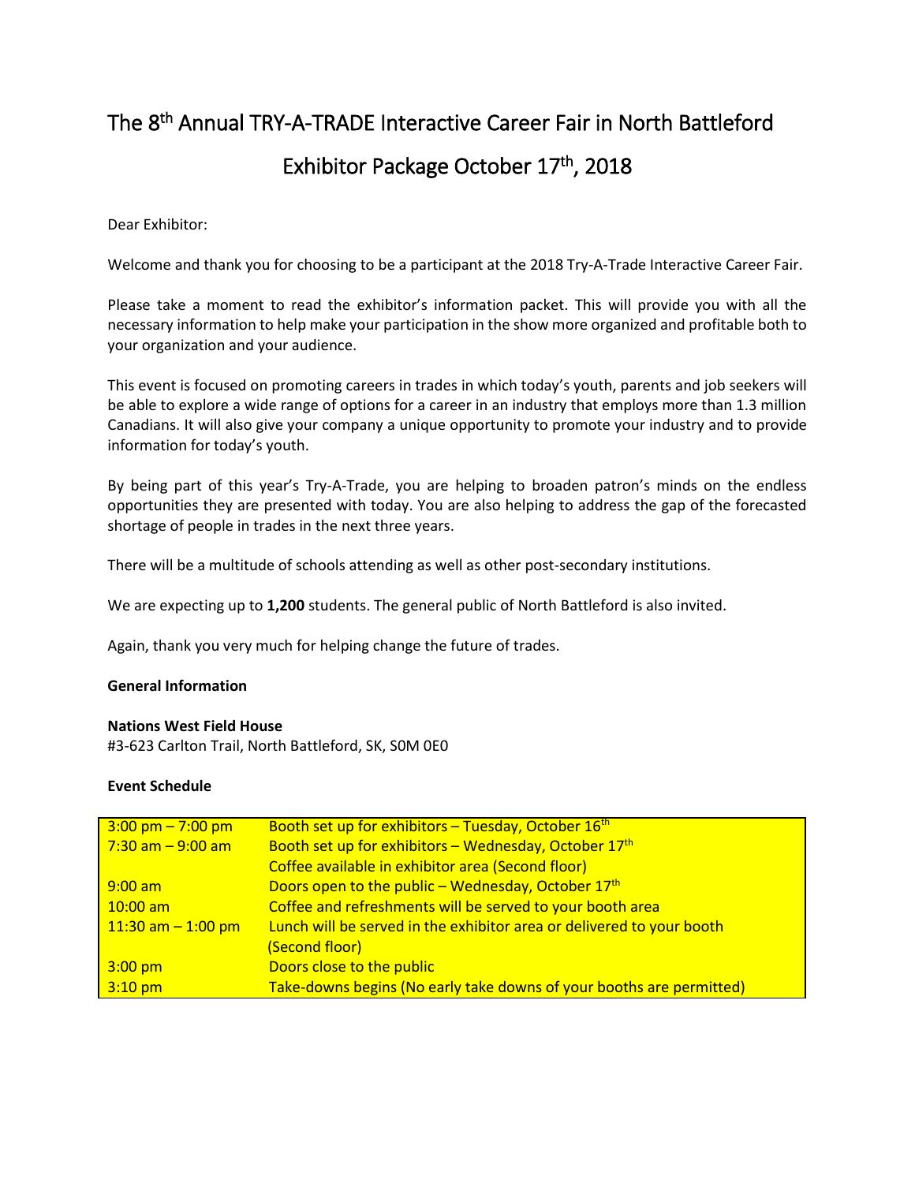# The 8th Annual TRY-A-TRADE Interactive Career Fair in North Battleford

## Exhibitor Package October 17th, 2018

Dear Exhibitor:

Welcome and thank you for choosing to be a participant at the 2018 Try-A-Trade Interactive Career Fair.

Please take a moment to read the exhibitor's information packet. This will provide you with all the necessary information to help make your participation in the show more organized and profitable both to your organization and your audience.

This event is focused on promoting careers in trades in which today's youth, parents and job seekers will be able to explore a wide range of options for a career in an industry that employs more than 1.3 million Canadians. It will also give your company a unique opportunity to promote your industry and to provide information for today's youth.

By being part of this year's Try-A-Trade, you are helping to broaden patron's minds on the endless opportunities they are presented with today. You are also helping to address the gap of the forecasted shortage of people in trades in the next three years.

There will be a multitude of schools attending as well as other post-secondary institutions.

We are expecting up to **1,200** students. The general public of North Battleford is also invited.

Again, thank you very much for helping change the future of trades.

**General Information**

**Nations West Field House**
#3-623 Carlton Trail, North Battleford, SK, S0M 0E0

**Event Schedule**

| | |
|---|---|
| 3:00 pm – 7:00 pm | Booth set up for exhibitors – Tuesday, October 16th |
| 7:30 am – 9:00 am | Booth set up for exhibitors – Wednesday, October 17th<br>Coffee available in exhibitor area (Second floor) |
| 9:00 am | Doors open to the public – Wednesday, October 17th |
| 10:00 am | Coffee and refreshments will be served to your booth area |
| 11:30 am – 1:00 pm | Lunch will be served in the exhibitor area or delivered to your booth (Second floor) |
| 3:00 pm | Doors close to the public |
| 3:10 pm | Take-downs begins (No early take downs of your booths are permitted) |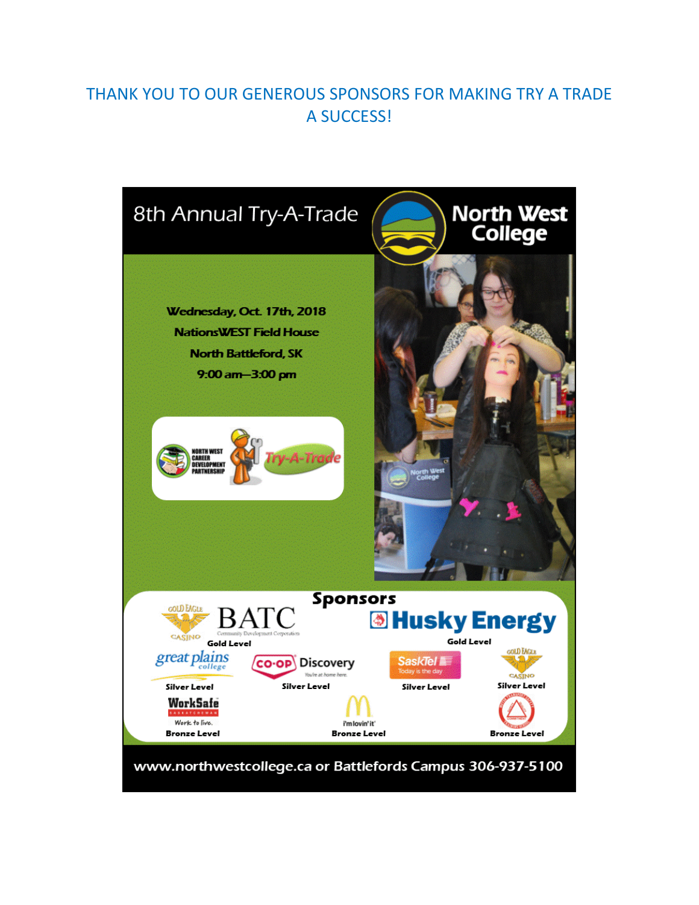THANK YOU TO OUR GENEROUS SPONSORS FOR MAKING TRY A TRADE A SUCCESS!

# 8th Annual Try-A-Trade

North West College

**Wednesday, Oct. 17th, 2018**
**NationsWEST Field House**
**North Battleford, SK**
**9:00 am—3:00 pm**

North West Career Development Partnership — Try-A-Trade

## Sponsors

- Gold Eagle Casino / BATC Community Development Corporation — **Gold Level**
- Husky Energy — **Gold Level**
- Great Plains College — **Silver Level**
- Co-op Discovery — **Silver Level**
- SaskTel — **Silver Level**
- Gold Eagle Casino — **Silver Level**
- WorkSafe Saskatchewan — **Bronze Level**
- McDonald's — **Bronze Level**
- **Bronze Level**

www.northwestcollege.ca or Battlefords Campus 306-937-5100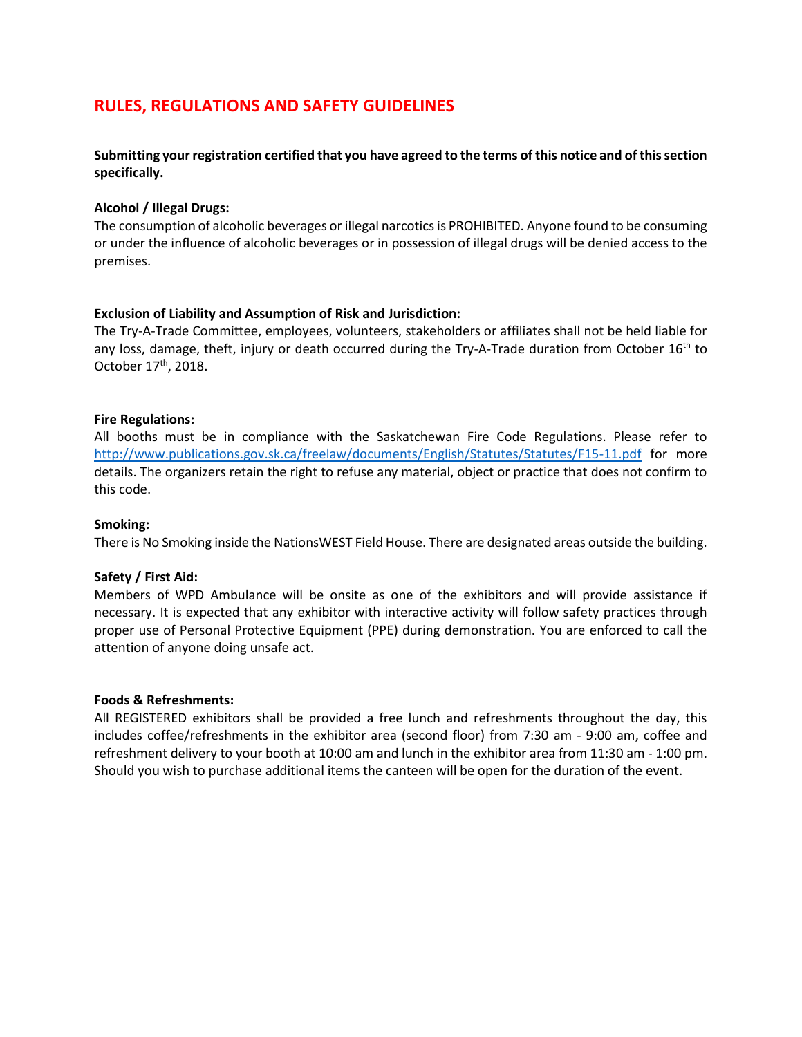## RULES, REGULATIONS AND SAFETY GUIDELINES

**Submitting your registration certified that you have agreed to the terms of this notice and of this section specifically.**

**Alcohol / Illegal Drugs:**
The consumption of alcoholic beverages or illegal narcotics is PROHIBITED. Anyone found to be consuming or under the influence of alcoholic beverages or in possession of illegal drugs will be denied access to the premises.

**Exclusion of Liability and Assumption of Risk and Jurisdiction:**
The Try-A-Trade Committee, employees, volunteers, stakeholders or affiliates shall not be held liable for any loss, damage, theft, injury or death occurred during the Try-A-Trade duration from October 16th to October 17th, 2018.

**Fire Regulations:**
All booths must be in compliance with the Saskatchewan Fire Code Regulations. Please refer to http://www.publications.gov.sk.ca/freelaw/documents/English/Statutes/Statutes/F15-11.pdf for more details. The organizers retain the right to refuse any material, object or practice that does not confirm to this code.

**Smoking:**
There is No Smoking inside the NationsWEST Field House. There are designated areas outside the building.

**Safety / First Aid:**
Members of WPD Ambulance will be onsite as one of the exhibitors and will provide assistance if necessary. It is expected that any exhibitor with interactive activity will follow safety practices through proper use of Personal Protective Equipment (PPE) during demonstration. You are enforced to call the attention of anyone doing unsafe act.

**Foods & Refreshments:**
All REGISTERED exhibitors shall be provided a free lunch and refreshments throughout the day, this includes coffee/refreshments in the exhibitor area (second floor) from 7:30 am - 9:00 am, coffee and refreshment delivery to your booth at 10:00 am and lunch in the exhibitor area from 11:30 am - 1:00 pm. Should you wish to purchase additional items the canteen will be open for the duration of the event.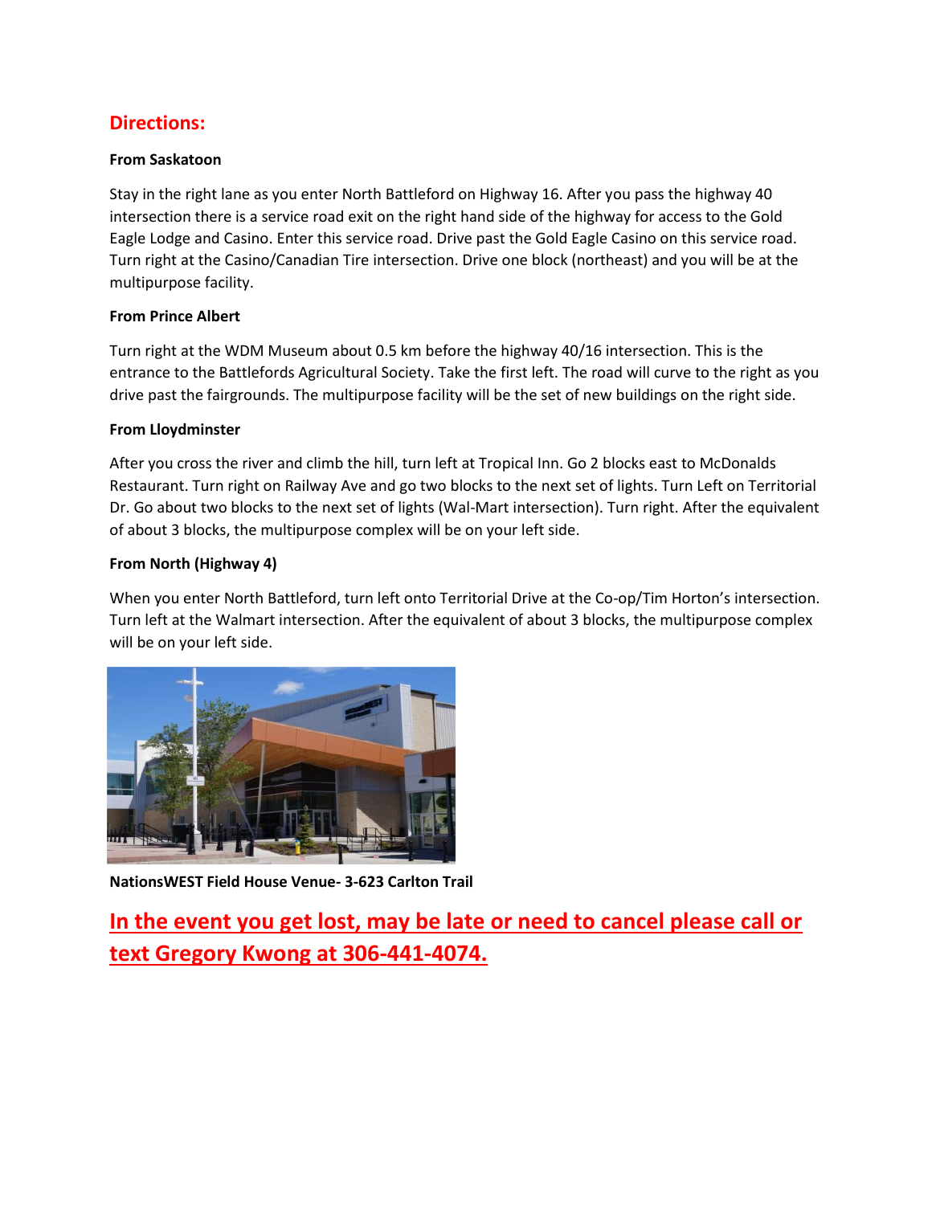## Directions:

**From Saskatoon**

Stay in the right lane as you enter North Battleford on Highway 16. After you pass the highway 40 intersection there is a service road exit on the right hand side of the highway for access to the Gold Eagle Lodge and Casino. Enter this service road. Drive past the Gold Eagle Casino on this service road. Turn right at the Casino/Canadian Tire intersection. Drive one block (northeast) and you will be at the multipurpose facility.

**From Prince Albert**

Turn right at the WDM Museum about 0.5 km before the highway 40/16 intersection. This is the entrance to the Battlefords Agricultural Society. Take the first left. The road will curve to the right as you drive past the fairgrounds. The multipurpose facility will be the set of new buildings on the right side.

**From Lloydminster**

After you cross the river and climb the hill, turn left at Tropical Inn. Go 2 blocks east to McDonalds Restaurant. Turn right on Railway Ave and go two blocks to the next set of lights. Turn Left on Territorial Dr. Go about two blocks to the next set of lights (Wal-Mart intersection). Turn right. After the equivalent of about 3 blocks, the multipurpose complex will be on your left side.

**From North (Highway 4)**

When you enter North Battleford, turn left onto Territorial Drive at the Co-op/Tim Horton's intersection. Turn left at the Walmart intersection. After the equivalent of about 3 blocks, the multipurpose complex will be on your left side.

**NationsWEST Field House Venue- 3-623 Carlton Trail**

**In the event you get lost, may be late or need to cancel please call or text Gregory Kwong at 306-441-4074.**